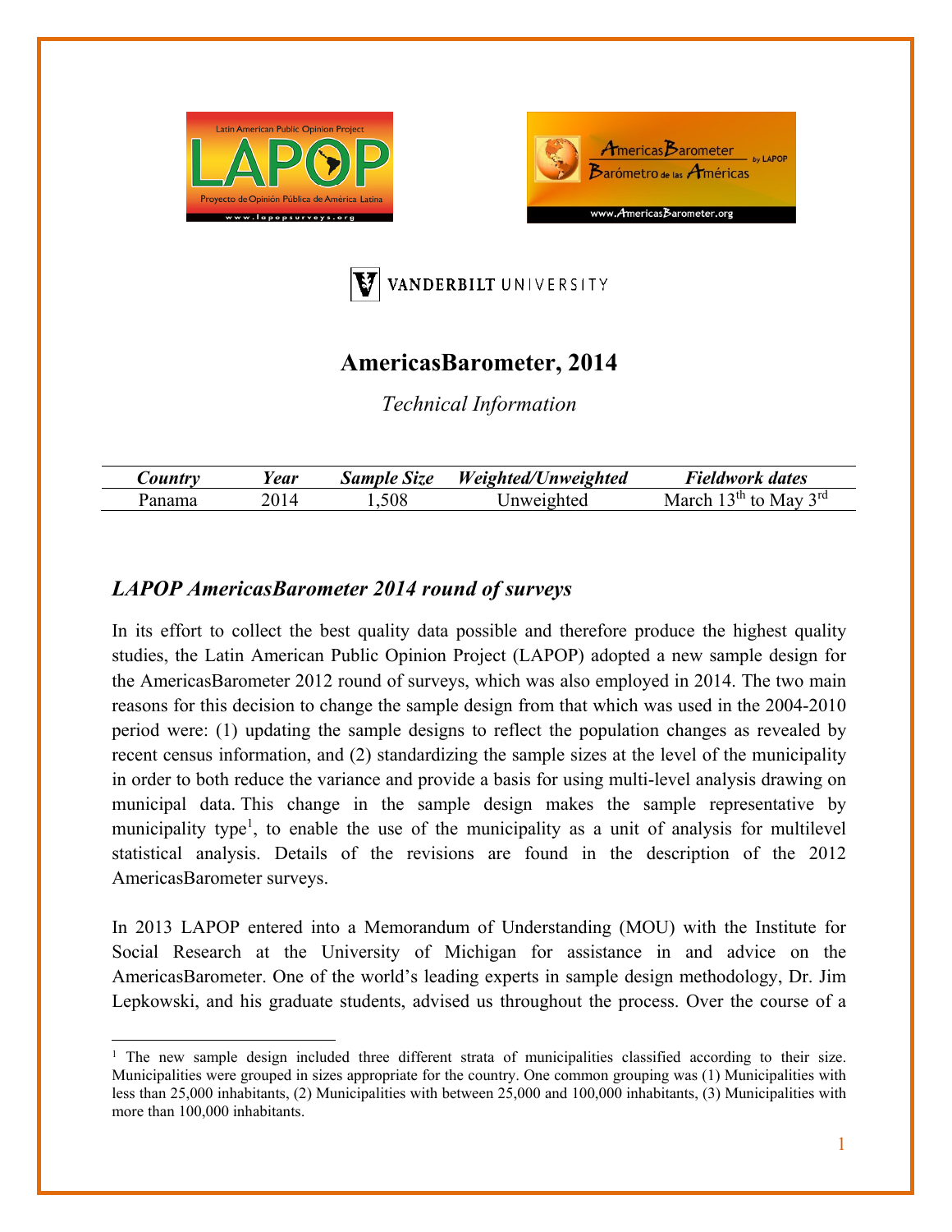# AmericasBarometer, 2014

*Technical Information*

| *Country* | *Year* | *Sample Size* | *Weighted/Unweighted* | *Fieldwork dates* |
|---|---|---|---|---|
| Panama | 2014 | 1,508 | Unweighted | March 13th to May 3rd |

## *LAPOP AmericasBarometer 2014 round of surveys*

In its effort to collect the best quality data possible and therefore produce the highest quality studies, the Latin American Public Opinion Project (LAPOP) adopted a new sample design for the AmericasBarometer 2012 round of surveys, which was also employed in 2014. The two main reasons for this decision to change the sample design from that which was used in the 2004-2010 period were: (1) updating the sample designs to reflect the population changes as revealed by recent census information, and (2) standardizing the sample sizes at the level of the municipality in order to both reduce the variance and provide a basis for using multi-level analysis drawing on municipal data. This change in the sample design makes the sample representative by municipality type[1], to enable the use of the municipality as a unit of analysis for multilevel statistical analysis. Details of the revisions are found in the description of the 2012 AmericasBarometer surveys.

In 2013 LAPOP entered into a Memorandum of Understanding (MOU) with the Institute for Social Research at the University of Michigan for assistance in and advice on the AmericasBarometer. One of the world's leading experts in sample design methodology, Dr. Jim Lepkowski, and his graduate students, advised us throughout the process. Over the course of a

[1] The new sample design included three different strata of municipalities classified according to their size. Municipalities were grouped in sizes appropriate for the country. One common grouping was (1) Municipalities with less than 25,000 inhabitants, (2) Municipalities with between 25,000 and 100,000 inhabitants, (3) Municipalities with more than 100,000 inhabitants.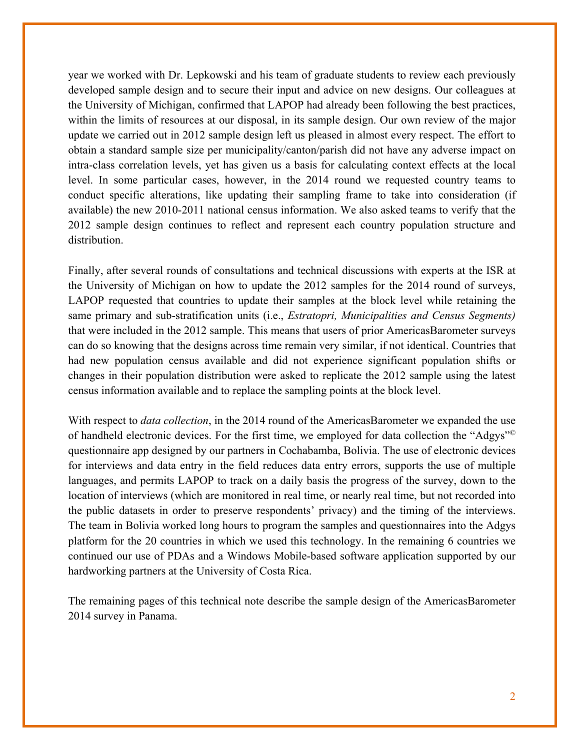year we worked with Dr. Lepkowski and his team of graduate students to review each previously developed sample design and to secure their input and advice on new designs. Our colleagues at the University of Michigan, confirmed that LAPOP had already been following the best practices, within the limits of resources at our disposal, in its sample design. Our own review of the major update we carried out in 2012 sample design left us pleased in almost every respect. The effort to obtain a standard sample size per municipality/canton/parish did not have any adverse impact on intra-class correlation levels, yet has given us a basis for calculating context effects at the local level. In some particular cases, however, in the 2014 round we requested country teams to conduct specific alterations, like updating their sampling frame to take into consideration (if available) the new 2010-2011 national census information. We also asked teams to verify that the 2012 sample design continues to reflect and represent each country population structure and distribution.

Finally, after several rounds of consultations and technical discussions with experts at the ISR at the University of Michigan on how to update the 2012 samples for the 2014 round of surveys, LAPOP requested that countries to update their samples at the block level while retaining the same primary and sub-stratification units (i.e., *Estratopri, Municipalities and Census Segments)* that were included in the 2012 sample. This means that users of prior AmericasBarometer surveys can do so knowing that the designs across time remain very similar, if not identical. Countries that had new population census available and did not experience significant population shifts or changes in their population distribution were asked to replicate the 2012 sample using the latest census information available and to replace the sampling points at the block level.

With respect to *data collection*, in the 2014 round of the AmericasBarometer we expanded the use of handheld electronic devices. For the first time, we employed for data collection the "Adgys"© questionnaire app designed by our partners in Cochabamba, Bolivia. The use of electronic devices for interviews and data entry in the field reduces data entry errors, supports the use of multiple languages, and permits LAPOP to track on a daily basis the progress of the survey, down to the location of interviews (which are monitored in real time, or nearly real time, but not recorded into the public datasets in order to preserve respondents' privacy) and the timing of the interviews. The team in Bolivia worked long hours to program the samples and questionnaires into the Adgys platform for the 20 countries in which we used this technology. In the remaining 6 countries we continued our use of PDAs and a Windows Mobile-based software application supported by our hardworking partners at the University of Costa Rica.

The remaining pages of this technical note describe the sample design of the AmericasBarometer 2014 survey in Panama.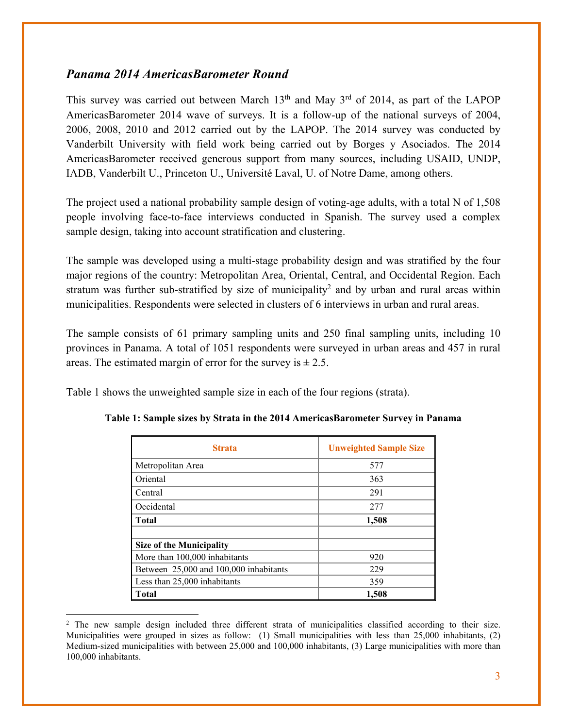## *Panama 2014 AmericasBarometer Round*

This survey was carried out between March 13th and May 3rd of 2014, as part of the LAPOP AmericasBarometer 2014 wave of surveys. It is a follow-up of the national surveys of 2004, 2006, 2008, 2010 and 2012 carried out by the LAPOP. The 2014 survey was conducted by Vanderbilt University with field work being carried out by Borges y Asociados. The 2014 AmericasBarometer received generous support from many sources, including USAID, UNDP, IADB, Vanderbilt U., Princeton U., Université Laval, U. of Notre Dame, among others.

The project used a national probability sample design of voting-age adults, with a total N of 1,508 people involving face-to-face interviews conducted in Spanish. The survey used a complex sample design, taking into account stratification and clustering.

The sample was developed using a multi-stage probability design and was stratified by the four major regions of the country: Metropolitan Area, Oriental, Central, and Occidental Region. Each stratum was further sub-stratified by size of municipality[2] and by urban and rural areas within municipalities. Respondents were selected in clusters of 6 interviews in urban and rural areas.

The sample consists of 61 primary sampling units and 250 final sampling units, including 10 provinces in Panama. A total of 1051 respondents were surveyed in urban areas and 457 in rural areas. The estimated margin of error for the survey is ± 2.5.

Table 1 shows the unweighted sample size in each of the four regions (strata).

**Table 1: Sample sizes by Strata in the 2014 AmericasBarometer Survey in Panama**

| Strata | Unweighted Sample Size |
|---|---|
| Metropolitan Area | 577 |
| Oriental | 363 |
| Central | 291 |
| Occidental | 277 |
| **Total** | **1,508** |
| | |
| **Size of the Municipality** | |
| More than 100,000 inhabitants | 920 |
| Between 25,000 and 100,000 inhabitants | 229 |
| Less than 25,000 inhabitants | 359 |
| **Total** | **1,508** |

[2] The new sample design included three different strata of municipalities classified according to their size. Municipalities were grouped in sizes as follow: (1) Small municipalities with less than 25,000 inhabitants, (2) Medium-sized municipalities with between 25,000 and 100,000 inhabitants, (3) Large municipalities with more than 100,000 inhabitants.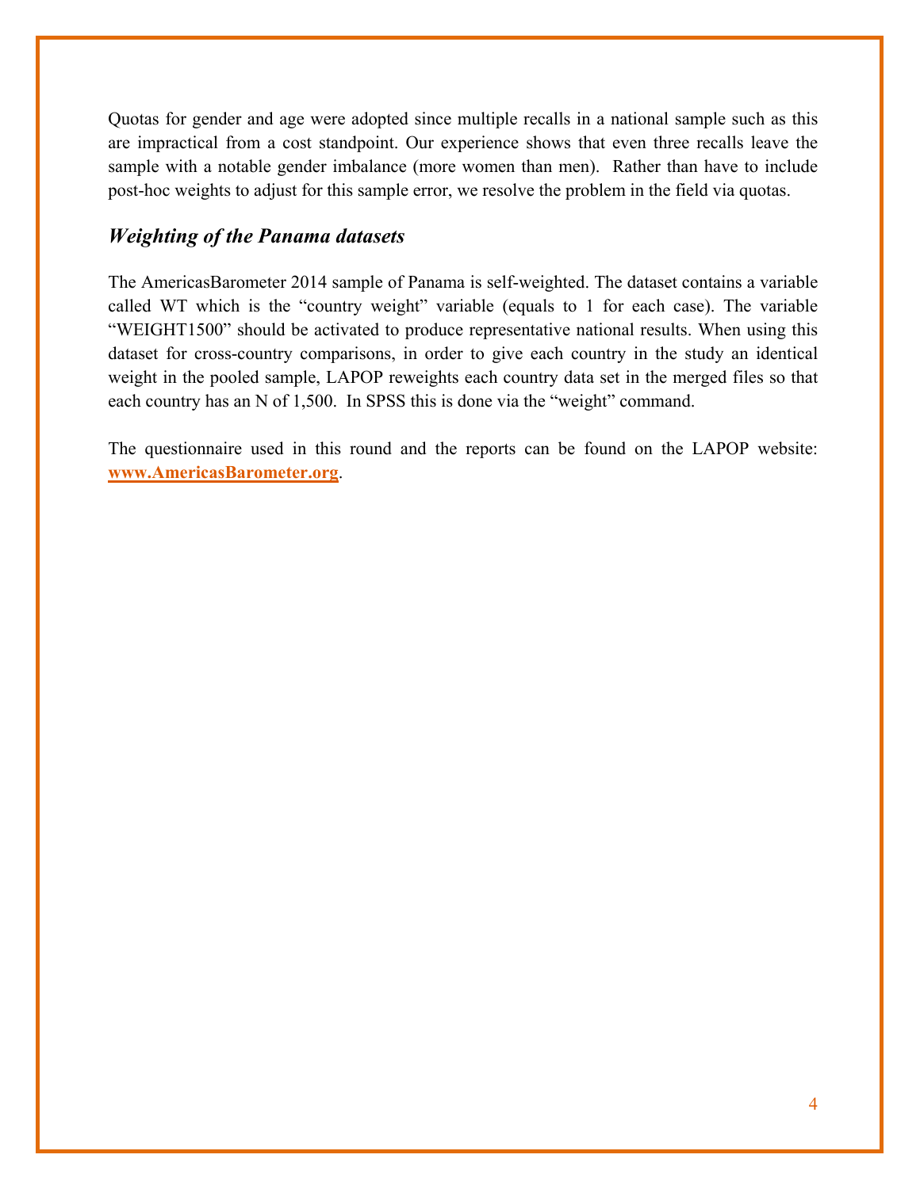Quotas for gender and age were adopted since multiple recalls in a national sample such as this are impractical from a cost standpoint. Our experience shows that even three recalls leave the sample with a notable gender imbalance (more women than men). Rather than have to include post-hoc weights to adjust for this sample error, we resolve the problem in the field via quotas.

### *Weighting of the Panama datasets*

The AmericasBarometer 2014 sample of Panama is self-weighted. The dataset contains a variable called WT which is the "country weight" variable (equals to 1 for each case). The variable "WEIGHT1500" should be activated to produce representative national results. When using this dataset for cross-country comparisons, in order to give each country in the study an identical weight in the pooled sample, LAPOP reweights each country data set in the merged files so that each country has an N of 1,500. In SPSS this is done via the "weight" command.

The questionnaire used in this round and the reports can be found on the LAPOP website: **[www.AmericasBarometer.org](http://www.AmericasBarometer.org)**.